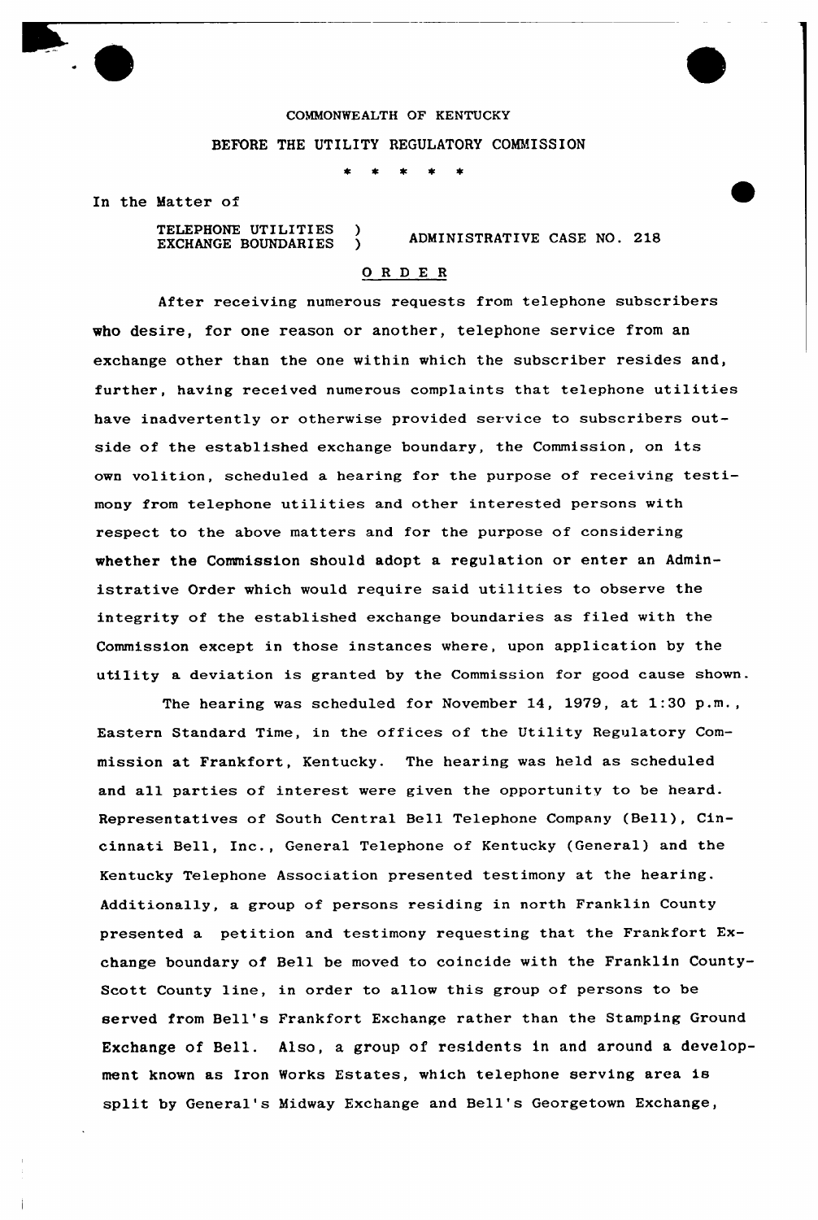COMMONWEALTH OF KENTUCKY

BEFORE THE UTILITY REGULATORY COMMISSION

\* \* \* \* \*

In the Matter of

TELEPHONE UTILITIES EXCHANGE BOUNDARIES ) ADMINISTRATIVE CASE NO. 218

## O R D E R

After receiving numerous requests from telephone subscribers who desire, for one reason or another, telephone service from an exchange other than the one within which the subscriber resides and, further, having received numerous complaints that telephone utilities have inadvertently or otherwise provided service to subscribers outside of the established exchange boundary, the Commission, on its own volition, scheduled a hearing for the purpose of receiving testimony from telephone utilities and other interested persons with respect to the above matters and for the purpose of considering whether the Commission should adopt a regulation or enter an Administrative Order which would require said utilities to observe the integrity of the established exchange boundaries as filed with the Commission except in those instances where, upon application by the utility a deviation is granted by the Commission for good cause shown.

The hearing was scheduled for November 14, 1979, at 1:30 p.m., Eastern Standard Time, in the offices of the Utility Regulatory Commission at Frankfort, Kentucky. The hearing was held as scheduled and all parties of interest were given the opportunity to be heard. Representatives of South Central Bell Telephone Company (Bell), Cincinnati Bell, Inc., General Telephone of Kentucky (General) and the Kentucky Telephone Association presented testimony at the hearing. Additionally, a group of persons residing in north Franklin County presented a petition and testimony requesting that the Frankfort Exchange boundary of Bell be moved to coincide with the Franklin County-Scott County line, in order to allow this group of persons to be served from Bell's Frankfort Exchange rather than the Stamping Ground Exchange of Bell. Also, a group of residents in and around a development known as Iron Works Estates, which telephone serving area is split by General's Midway Exchange and Bell's Georgetown Exchange,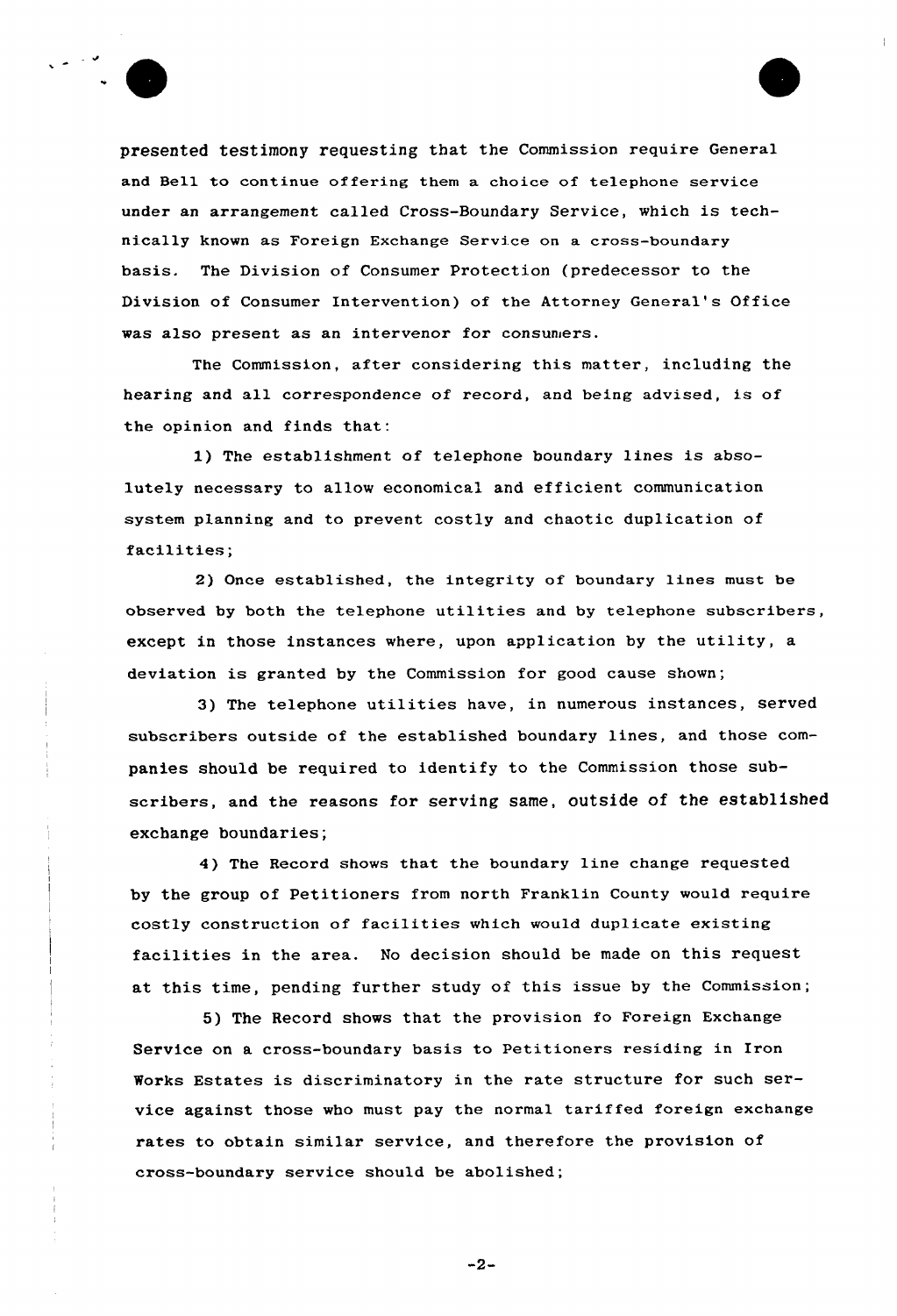presented testimony requesting that the Commission require General and Bell to continue offering them a choice of telephone service under an arrangement called Cross-Boundary Service, which is technically known as Foreign Exchange Service on a cross-boundary basis. The Division of Consumer Protection (predecessor to the Division of Consumer Intervention) of the Attorney General's Office was also present as an intervenor for consumers.

The Commission, after considering this matter, including the hearing and all correspondence of record, and being advised, is of the opinion and finds that:

1) The establishment of telephone boundary lines is absolutely necessary to allow economical and efficient communication system planning and to prevent costly and chaotic duplication of facilities;

2) Once established, the integrity of boundary lines must be observed by both the telephone utilities and by telephone subscribers, except in those instances where, upon application by the utility, a deviation is granted by the Commission for good cause shown;

3) The telephone utilities have, in numerous instances, served subscribers outside of the established boundary lines, and those companies should be required to identify to the Commission those subscribers, and the reasons for serving same, outside of the established exchange boundaries;

4) The Record shows that the boundary line change requested by the group of Petitioners from north Franklin County would require costly construction of facilities which would duplicate existing facilities in the area. No decision should be made on this request at this time, pending further study of this issue by the Commission;

5) The Record shows that the provision fo Foreign Exchange Service on a cross-boundary basis to Petitioners residing in Iron Works Estates is discriminatory in the rate structure for such service against those who must pay the normal tariffed foreign exchange rates to obtain similar service, and therefore the provision of cross-boundary service should be abolished;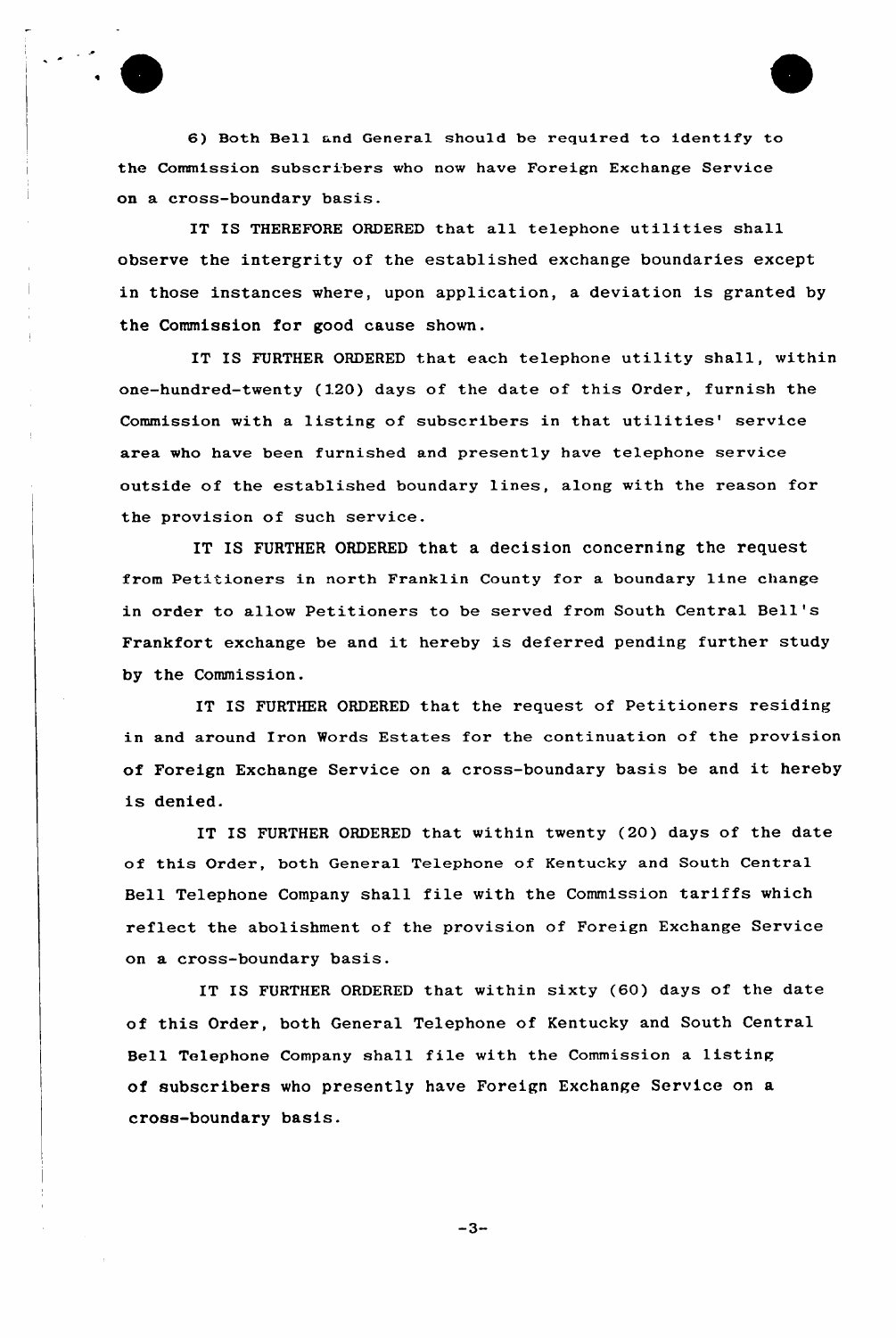6) Both Bell and General should be required to identify to the Commission subscribers who now have Foreign Exchange Service on a cross-boundary basis.

IT IS THEREFORE ORDERED that all telephone utilities shall observe the intergrity of the established exchange boundaries except in those instances where, upon application, a deviation is granted by the Commission for good cause shown.

IT IS FURTHER ORDERED that each telephone utility shall, within one-hundred-twenty (120) days of the date of this Order, furnish the Commission with a listing of subscribers in that utilities' service area who have been furnished and presently have telephone service outside of the established boundary lines, along with the reason for the provision of such service.

IT IS FURTHER ORDERED that a decision concerning the request from Petitioners in north Franklin County for a boundary line change in order to allow Petitioners to be served from South Central Bell's Frankfort exchange be and it hereby is deferred pending further study by the Commission.

IT IS FURTHER ORDERED that the request of Petitioners residing in and around Iron Words Estates for the continuation of the provision of Foreign Exchange Service on a cross-boundary basis be and it hereby is denied.

IT IS FURTHER ORDERED that within twenty (20) days of the date of this Order, both General Telephone of Kentucky and South Central Bell Telephone Company shall file with the Commission tariffs which reflect the abolishment of the provision of Foreign Exchange Service on a cross-boundary basis.

IT IS FURTHER ORDERED that within sixty (60) days of the date of this Order, both General Telephone of Kentucky and South Central Bell Telephone Company shall file with the Commission a listing of subscribers who presently have Foreign Exchange Service on a cross-boundary basis.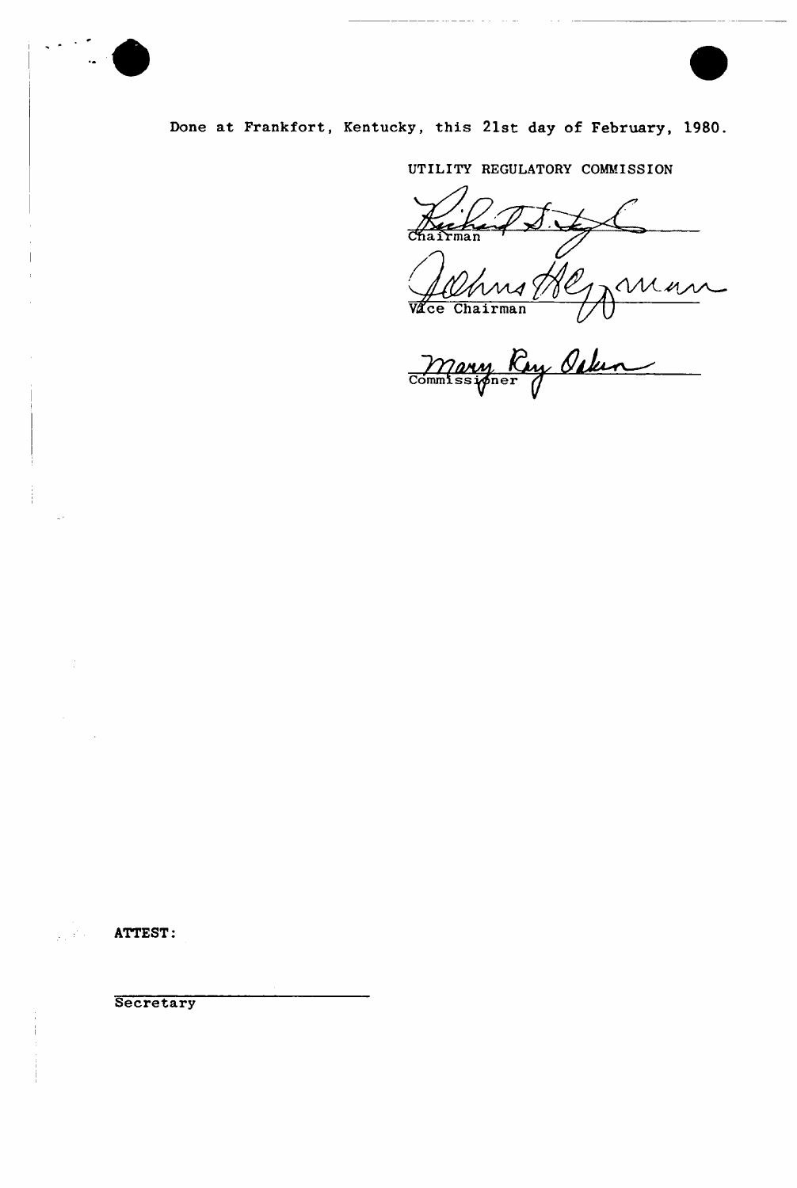Done at Frankfort, Kentucky, this 21st day of February, 1980.

UTILITY REGULATORY COMMISSION

Chairman

Vice Chairman

Commissioner

ATTEST:

Secretary